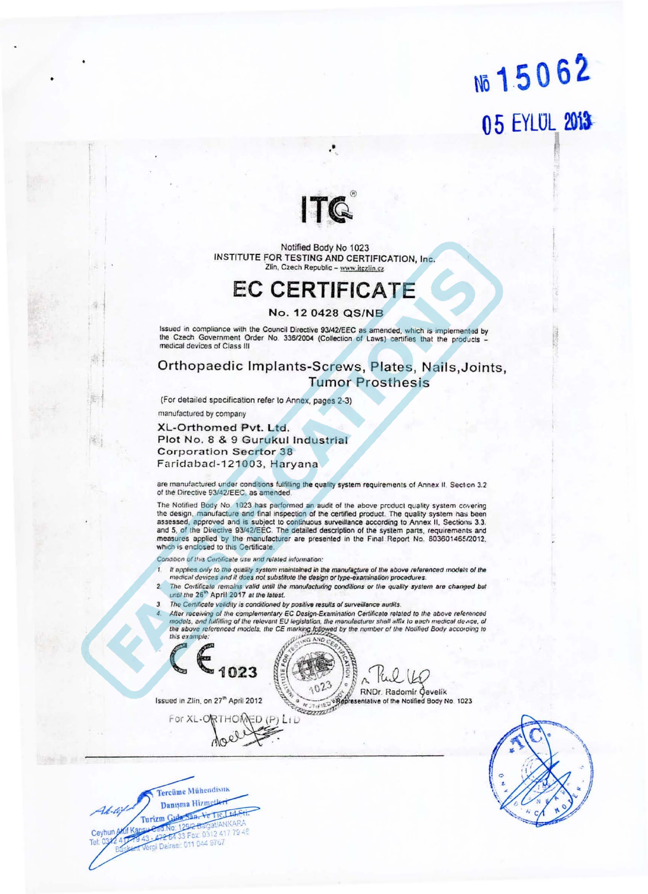№ 15062

05 EYLÜL 2013

ITC®

Notified Body No 1023
INSTITUTE FOR TESTING AND CERTIFICATION, Inc.
Zlin, Czech Republic – www.itczlin.cz

# EC CERTIFICATE

### No. 12 0428 QS/NB

Issued in compliance with the Council Directive 93/42/EEC as amended, which is implemented by the Czech Government Order No. 336/2004 (Collection of Laws) certifies that the products – medical devices of Class III

## Orthopaedic Implants-Screws, Plates, Nails,Joints, Tumor Prosthesis

(For detailed specification refer to Annex, pages 2-3)

manufactured by company

**XL-Orthomed Pvt. Ltd.**
**Plot No. 8 & 9 Gurukul Industrial**
**Corporation Secrtor 38**
**Faridabad-121003, Haryana**

are manufactured under conditions fulfilling the quality system requirements of Annex II, Section 3.2 of the Directive 93/42/EEC, as amended.

The Notified Body No. 1023 has performed an audit of the above product quality system covering the design, manufacture and final inspection of the certified product. The quality system has been assessed, approved and is subject to continuous surveillance according to Annex II, Sections 3.3 and 5, of the Directive 93/42/EEC. The detailed description of the system parts, requirements and measures applied by the manufacturer are presented in the Final Report No. 803601465/2012, which is enclosed to this Certificate.

*Condition of this Certificate use and related information:*

1. *It applies only to the quality system maintained in the manufacture of the above referenced models of the medical devices and it does not substitute the design or type-examination procedures.*
2. *The Certificate remains valid until the manufacturing conditions or the quality system are changed but until the 26th April 2017 at the latest.*
3. *The Certificate validity is conditioned by positive results of surveillance audits.*
4. *After receiving of the complementary EC Design-Examination Certificate related to the above referenced models, and fulfilling of the relevant EU legislation, the manufacturer shall affix to each medical device, of the above referenced models, the CE marking followed by the number of the Notified Body according to this example:*

CE 1023

Issued in Zlin, on 27th April 2012

RNDr. Radomír Čevelík
Representative of the Notified Body No. 1023

For XL-ORTHOMED (P) LTD

FAKE CERTIFICATIONS

Tercüme Mühendislik Danışma Hizmetleri Turizm Gıda San. Ve Tic. Ltd. Şti.
Ceyhun Atıf Kansu Cad. No: 129/2 Balgat/ANKARA
Tel: 0312 417 79 43 - 472 64 33 Fax: 0312 417 79 48
Başkent Vergi Dairesi: 011 044 9767

T.C. ANKARA 10. NOTER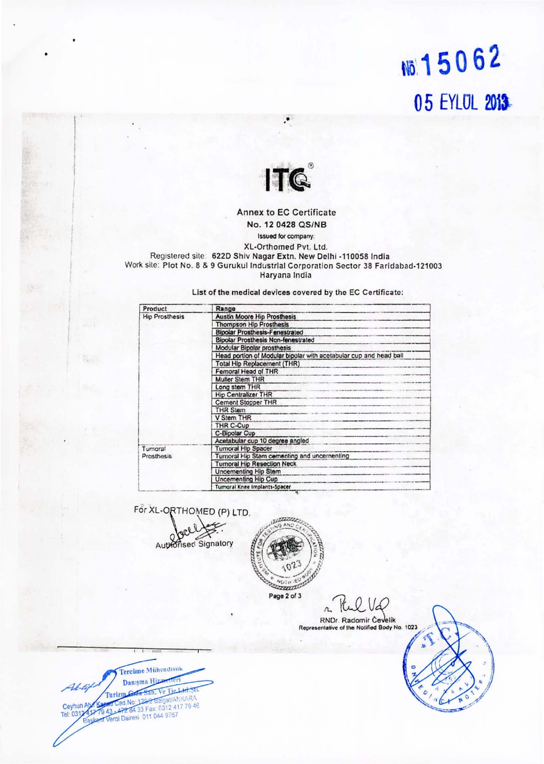No 15062

05 EYLÜL 2013

ITC®

Annex to EC Certificate

No. 12 0428 QS/NB

Issued for company:

XL-Orthomed Pvt. Ltd.

Registered site: 622D Shiv Nagar Extn. New Delhi -110058 India

Work site: Plot No. 8 & 9 Gurukul Industrial Corporation Sector 38 Faridabad-121003 Haryana India

List of the medical devices covered by the EC Certificate:

| Product | Range |
|---|---|
| Hip Prosthesis | Austin Moore Hip Prosthesis |
| | Thompson Hip Prosthesis |
| | Bipolar Prosthesis-Fenestrated |
| | Bipolar Prosthesis Non-fenestrated |
| | Modular Bipolar prosthesis |
| | Head portion of Modular bipolar with acetabular cup and head ball |
| | Total Hip Replacement (THR) |
| | Femoral Head of THR |
| | Muller Stem THR |
| | Long stem THR |
| | Hip Centralizer THR |
| | Cement Stopper THR |
| | THR Stem |
| | V Stem THR |
| | THR C-Cup |
| | C-Bipolar Cup |
| | Acetabular cup 10 degree angled |
| Tumoral Prosthesis | Tumoral Hip Spacer |
| | Tumoral Hip Stem cementing and uncementing |
| | Tumoral Hip Resection Neck |
| | Uncementing Hip Stem |
| | Uncementing Hip Cup |
| | Tumoral Knee Implants-Spacer |

For XL-ORTHOMED (P) LTD.

Authorised Signatory

RNDr. Radomir Čevelik
Representative of the Notified Body No. 1023

Tercüme Mühendislik Danışma Hizmetleri Turizm Gıda San. Ve Tic. Ltd. Şti.
Ceyhun Atıf Kansu Cad. No: 120/2 Balgat/ANKARA
Tel: 0312 417 79 43 - 472 84 33 Fax: 0312 417 79 46
Başkent Vergi Dairesi 011 044 9767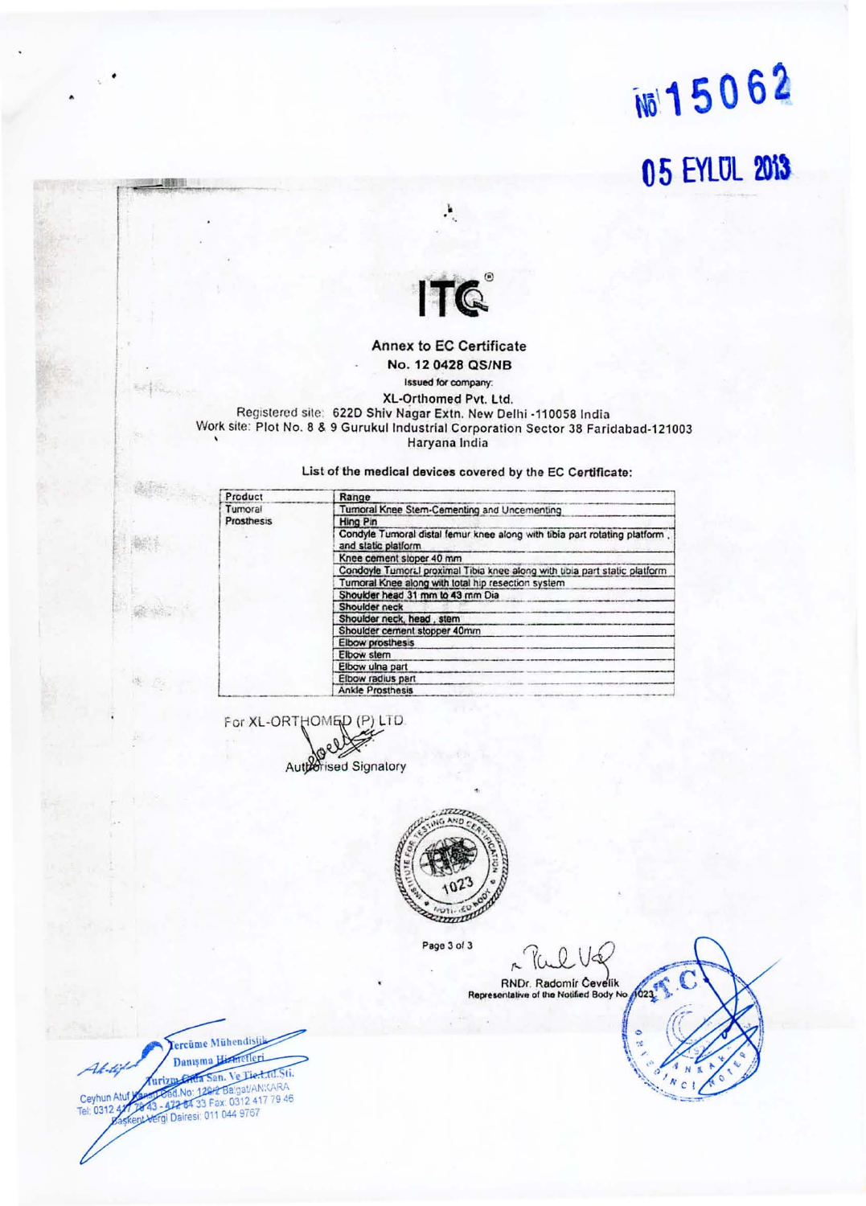№ 15062

05 EYLÜL 2013

ITC®

## Annex to EC Certificate

**No. 12 0428 QS/NB**

Issued for company:

**XL-Orthomed Pvt. Ltd.**

Registered site: 622D Shiv Nagar Extn. New Delhi -110058 India

Work site: Plot No. 8 & 9 Gurukul Industrial Corporation Sector 38 Faridabad-121003 Haryana India

**List of the medical devices covered by the EC Certificate:**

| Product | Range |
|---|---|
| Tumoral Prosthesis | Tumoral Knee Stem-Cementing and Uncementing |
| | Hing Pin |
| | Condyle Tumoral distal femur knee along with tibia part rotating platform, and static platform |
| | Knee cement sloper 40 mm |
| | Condoyle Tumoral proximal Tibia knee along with tibia part static platform |
| | Tumoral Knee along with total hip resection system |
| | Shoulder head 31 mm to 43 mm Dia |
| | Shoulder neck |
| | Shoulder neck, head, stem |
| | Shoulder cement stopper 40mm |
| | Elbow prosthesis |
| | Elbow stem |
| | Elbow ulna part |
| | Elbow radius part |
| | Ankle Prosthesis |

For XL-ORTHOMED (P) LTD.

Authorised Signatory

INSTITUTE FOR TESTING AND CERTIFICATION 1023 NOTIFIED BODY

RNDr. Radomír Čevelík
Representative of the Notified Body No. 1023

Tercüme Mühendislik Danışma Hizmetleri Turizm Gıda San. Ve Tic.Ltd.Şti.
Ceyhun Atuf Kansu Cad.No: 129/2 Balgat/ANKARA
Tel: 0312 417 78 43 - 472 64 33 Fax: 0312 417 79 46
Başkent Vergi Dairesi: 011 044 9767